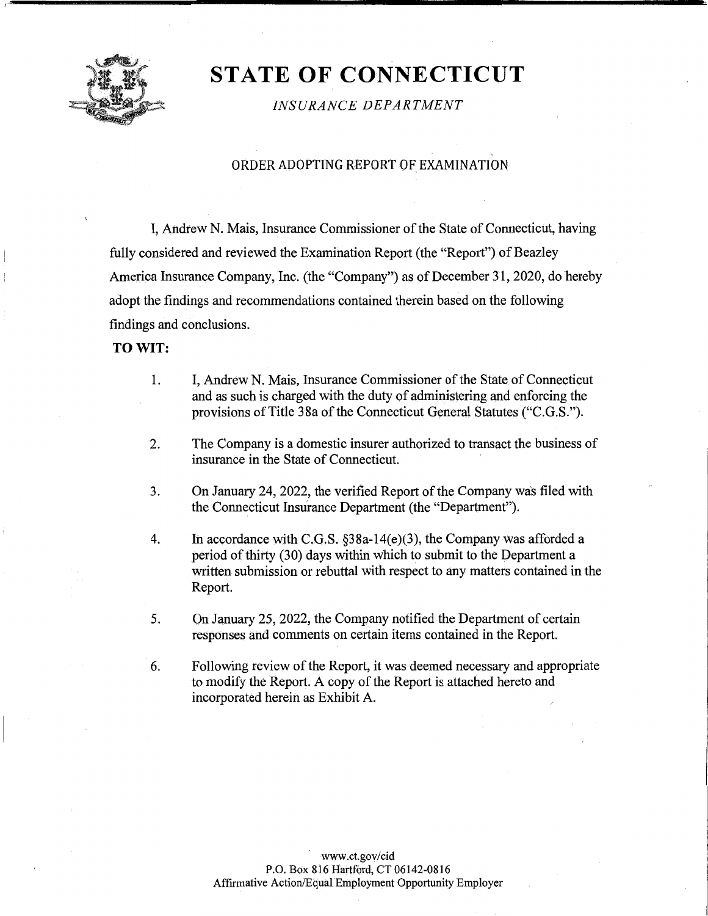# STATE OF CONNECTICUT

*INSURANCE DEPARTMENT*

## ORDER ADOPTING REPORT OF EXAMINATION

I, Andrew N. Mais, Insurance Commissioner of the State of Connecticut, having fully considered and reviewed the Examination Report (the "Report") of Beazley America Insurance Company, Inc. (the "Company") as of December 31, 2020, do hereby adopt the findings and recommendations contained therein based on the following findings and conclusions.

**TO WIT:**

1. I, Andrew N. Mais, Insurance Commissioner of the State of Connecticut and as such is charged with the duty of administering and enforcing the provisions of Title 38a of the Connecticut General Statutes ("C.G.S.").

2. The Company is a domestic insurer authorized to transact the business of insurance in the State of Connecticut.

3. On January 24, 2022, the verified Report of the Company was filed with the Connecticut Insurance Department (the "Department").

4. In accordance with C.G.S. §38a-14(e)(3), the Company was afforded a period of thirty (30) days within which to submit to the Department a written submission or rebuttal with respect to any matters contained in the Report.

5. On January 25, 2022, the Company notified the Department of certain responses and comments on certain items contained in the Report.

6. Following review of the Report, it was deemed necessary and appropriate to modify the Report. A copy of the Report is attached hereto and incorporated herein as Exhibit A.

www.ct.gov/cid
P.O. Box 816 Hartford, CT 06142-0816
Affirmative Action/Equal Employment Opportunity Employer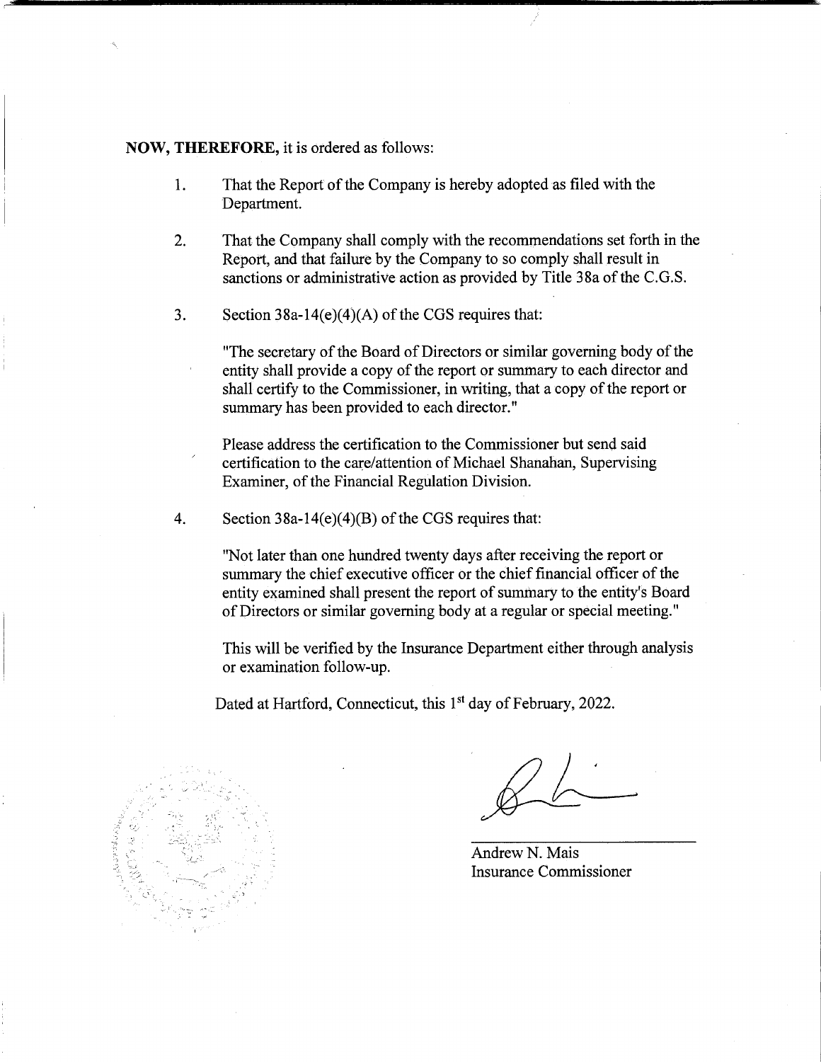**NOW, THEREFORE,** it is ordered as follows:

1. That the Report of the Company is hereby adopted as filed with the Department.

2. That the Company shall comply with the recommendations set forth in the Report, and that failure by the Company to so comply shall result in sanctions or administrative action as provided by Title 38a of the C.G.S.

3. Section 38a-14(e)(4)(A) of the CGS requires that:

   "The secretary of the Board of Directors or similar governing body of the entity shall provide a copy of the report or summary to each director and shall certify to the Commissioner, in writing, that a copy of the report or summary has been provided to each director."

   Please address the certification to the Commissioner but send said certification to the care/attention of Michael Shanahan, Supervising Examiner, of the Financial Regulation Division.

4. Section 38a-14(e)(4)(B) of the CGS requires that:

   "Not later than one hundred twenty days after receiving the report or summary the chief executive officer or the chief financial officer of the entity examined shall present the report of summary to the entity's Board of Directors or similar governing body at a regular or special meeting."

   This will be verified by the Insurance Department either through analysis or examination follow-up.

Dated at Hartford, Connecticut, this 1st day of February, 2022.

Andrew N. Mais
Insurance Commissioner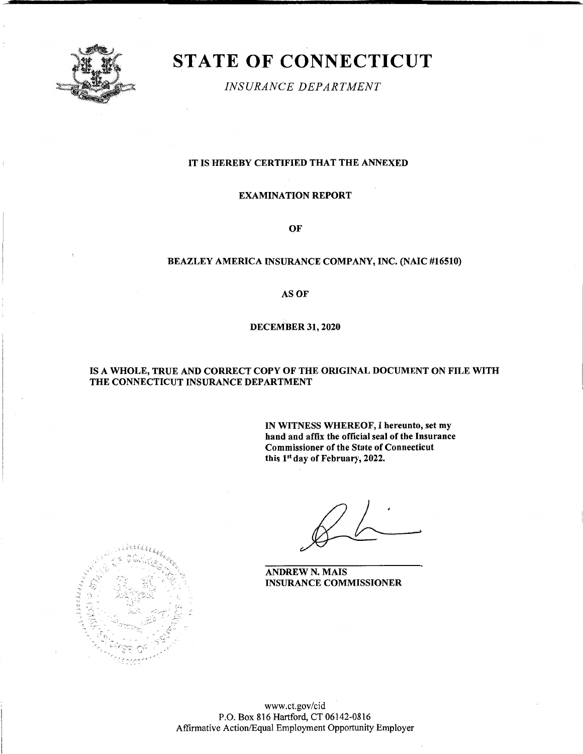# STATE OF CONNECTICUT

*INSURANCE DEPARTMENT*

**IT IS HEREBY CERTIFIED THAT THE ANNEXED**

**EXAMINATION REPORT**

**OF**

**BEAZLEY AMERICA INSURANCE COMPANY, INC. (NAIC #16510)**

**AS OF**

**DECEMBER 31, 2020**

**IS A WHOLE, TRUE AND CORRECT COPY OF THE ORIGINAL DOCUMENT ON FILE WITH THE CONNECTICUT INSURANCE DEPARTMENT**

**IN WITNESS WHEREOF, I hereunto, set my hand and affix the official seal of the Insurance Commissioner of the State of Connecticut this 1st day of February, 2022.**

**ANDREW N. MAIS**
**INSURANCE COMMISSIONER**

www.ct.gov/cid
P.O. Box 816 Hartford, CT 06142-0816
Affirmative Action/Equal Employment Opportunity Employer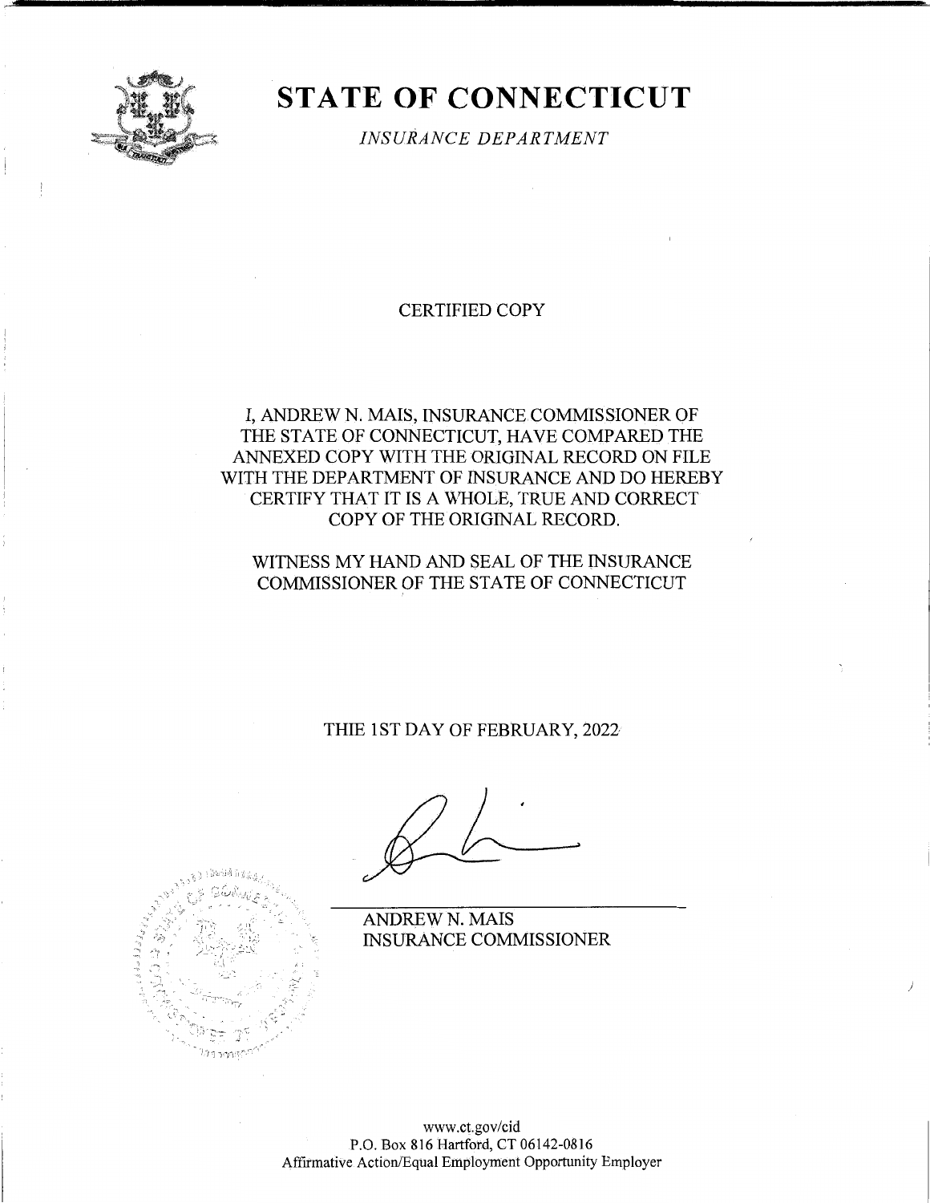# STATE OF CONNECTICUT

*INSURANCE DEPARTMENT*

CERTIFIED COPY

I, ANDREW N. MAIS, INSURANCE COMMISSIONER OF THE STATE OF CONNECTICUT, HAVE COMPARED THE ANNEXED COPY WITH THE ORIGINAL RECORD ON FILE WITH THE DEPARTMENT OF INSURANCE AND DO HEREBY CERTIFY THAT IT IS A WHOLE, TRUE AND CORRECT COPY OF THE ORIGINAL RECORD.

WITNESS MY HAND AND SEAL OF THE INSURANCE COMMISSIONER OF THE STATE OF CONNECTICUT

THIE 1ST DAY OF FEBRUARY, 2022

ANDREW N. MAIS
INSURANCE COMMISSIONER

www.ct.gov/cid
P.O. Box 816 Hartford, CT 06142-0816
Affirmative Action/Equal Employment Opportunity Employer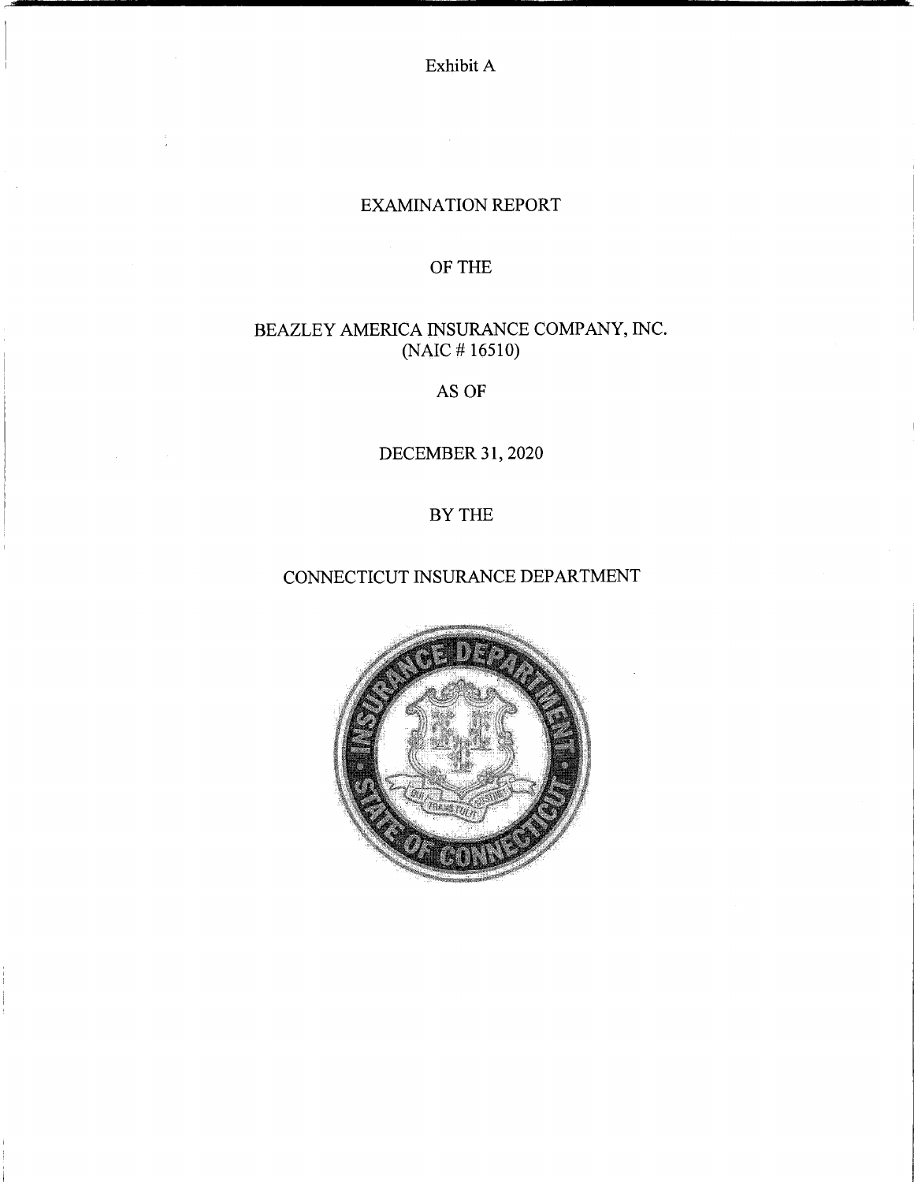Exhibit A

# EXAMINATION REPORT

OF THE

BEAZLEY AMERICA INSURANCE COMPANY, INC.
(NAIC # 16510)

AS OF

DECEMBER 31, 2020

BY THE

CONNECTICUT INSURANCE DEPARTMENT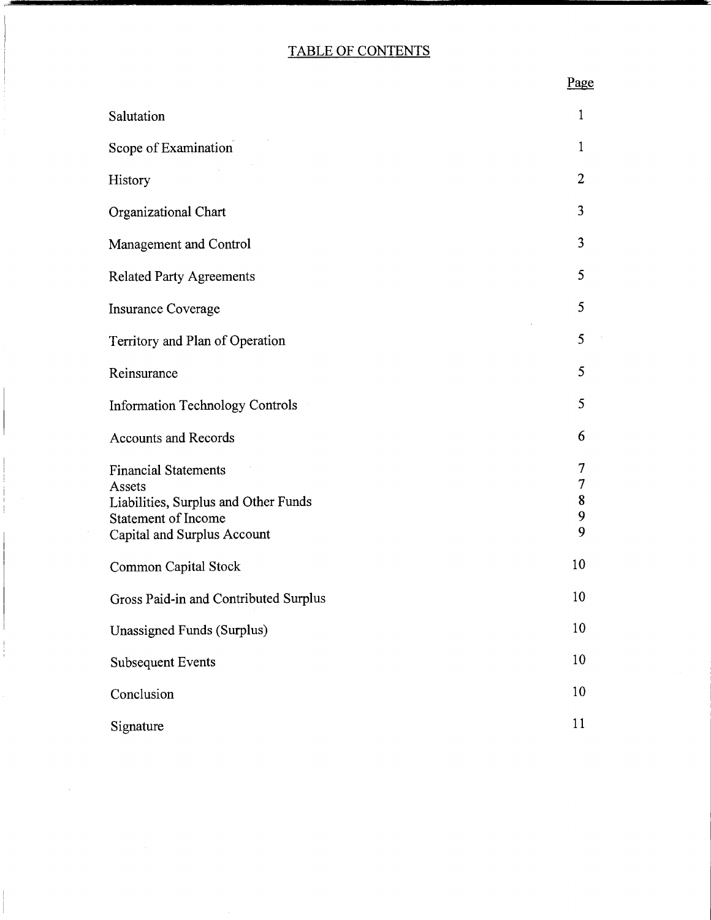# TABLE OF CONTENTS

| | Page |
|---|---|
| Salutation | 1 |
| Scope of Examination | 1 |
| History | 2 |
| Organizational Chart | 3 |
| Management and Control | 3 |
| Related Party Agreements | 5 |
| Insurance Coverage | 5 |
| Territory and Plan of Operation | 5 |
| Reinsurance | 5 |
| Information Technology Controls | 5 |
| Accounts and Records | 6 |
| Financial Statements | 7 |
| Assets | 7 |
| Liabilities, Surplus and Other Funds | 8 |
| Statement of Income | 9 |
| Capital and Surplus Account | 9 |
| Common Capital Stock | 10 |
| Gross Paid-in and Contributed Surplus | 10 |
| Unassigned Funds (Surplus) | 10 |
| Subsequent Events | 10 |
| Conclusion | 10 |
| Signature | 11 |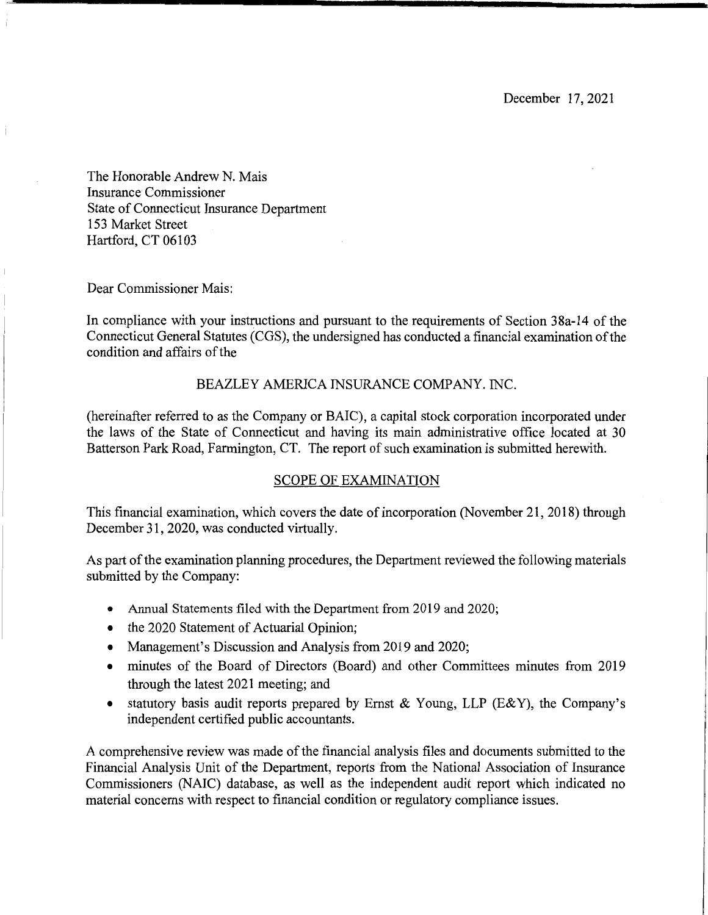December 17, 2021

The Honorable Andrew N. Mais
Insurance Commissioner
State of Connecticut Insurance Department
153 Market Street
Hartford, CT 06103

Dear Commissioner Mais:

In compliance with your instructions and pursuant to the requirements of Section 38a-14 of the Connecticut General Statutes (CGS), the undersigned has conducted a financial examination of the condition and affairs of the

BEAZLEY AMERICA INSURANCE COMPANY. INC.

(hereinafter referred to as the Company or BAIC), a capital stock corporation incorporated under the laws of the State of Connecticut and having its main administrative office located at 30 Batterson Park Road, Farmington, CT. The report of such examination is submitted herewith.

## SCOPE OF EXAMINATION

This financial examination, which covers the date of incorporation (November 21, 2018) through December 31, 2020, was conducted virtually.

As part of the examination planning procedures, the Department reviewed the following materials submitted by the Company:

- Annual Statements filed with the Department from 2019 and 2020;
- the 2020 Statement of Actuarial Opinion;
- Management's Discussion and Analysis from 2019 and 2020;
- minutes of the Board of Directors (Board) and other Committees minutes from 2019 through the latest 2021 meeting; and
- statutory basis audit reports prepared by Ernst & Young, LLP (E&Y), the Company's independent certified public accountants.

A comprehensive review was made of the financial analysis files and documents submitted to the Financial Analysis Unit of the Department, reports from the National Association of Insurance Commissioners (NAIC) database, as well as the independent audit report which indicated no material concerns with respect to financial condition or regulatory compliance issues.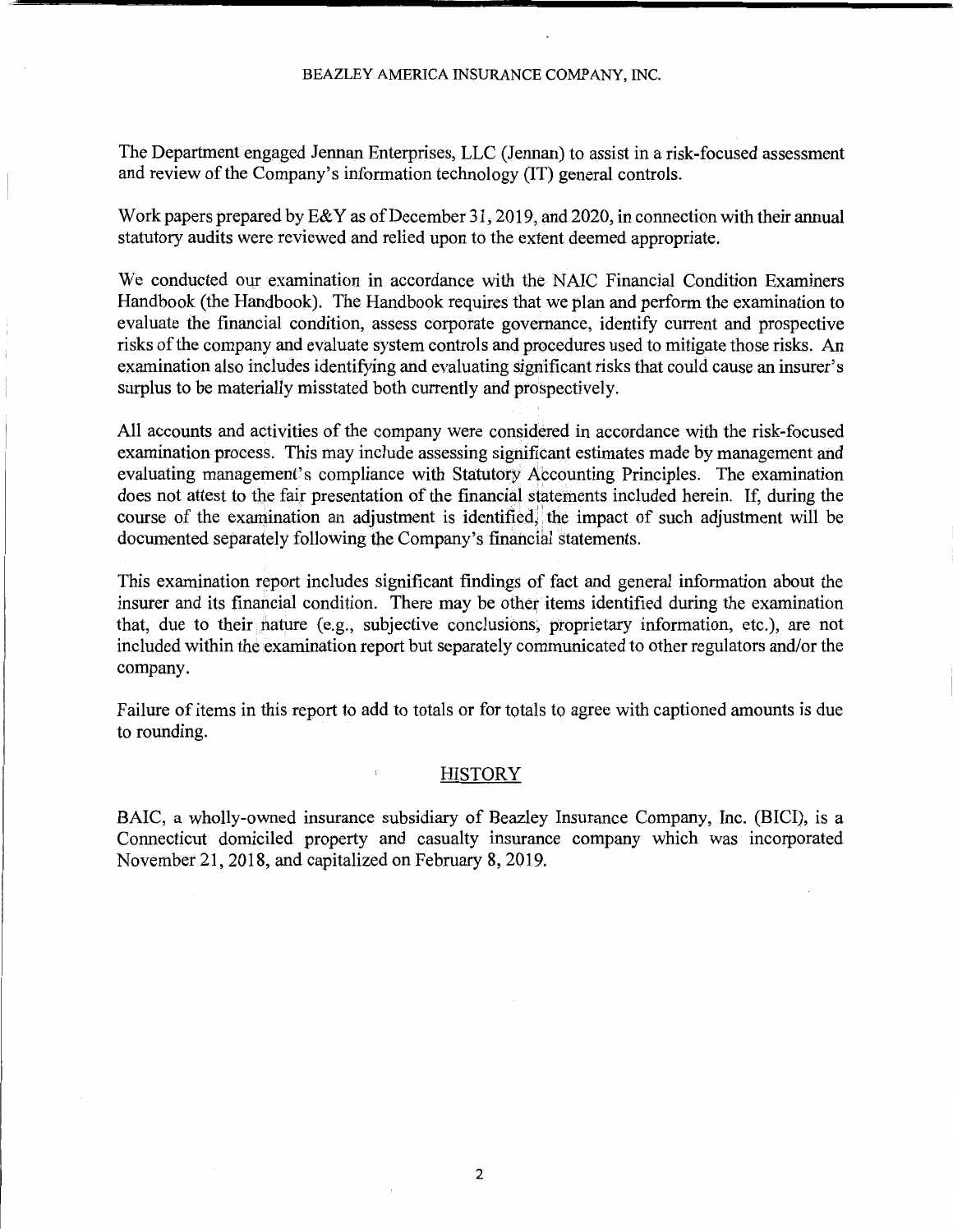The Department engaged Jennan Enterprises, LLC (Jennan) to assist in a risk-focused assessment and review of the Company's information technology (IT) general controls.

Work papers prepared by E&Y as of December 31, 2019, and 2020, in connection with their annual statutory audits were reviewed and relied upon to the extent deemed appropriate.

We conducted our examination in accordance with the NAIC Financial Condition Examiners Handbook (the Handbook). The Handbook requires that we plan and perform the examination to evaluate the financial condition, assess corporate governance, identify current and prospective risks of the company and evaluate system controls and procedures used to mitigate those risks. An examination also includes identifying and evaluating significant risks that could cause an insurer's surplus to be materially misstated both currently and prospectively.

All accounts and activities of the company were considered in accordance with the risk-focused examination process. This may include assessing significant estimates made by management and evaluating management's compliance with Statutory Accounting Principles. The examination does not attest to the fair presentation of the financial statements included herein. If, during the course of the examination an adjustment is identified, the impact of such adjustment will be documented separately following the Company's financial statements.

This examination report includes significant findings of fact and general information about the insurer and its financial condition. There may be other items identified during the examination that, due to their nature (e.g., subjective conclusions, proprietary information, etc.), are not included within the examination report but separately communicated to other regulators and/or the company.

Failure of items in this report to add to totals or for totals to agree with captioned amounts is due to rounding.

## HISTORY

BAIC, a wholly-owned insurance subsidiary of Beazley Insurance Company, Inc. (BICI), is a Connecticut domiciled property and casualty insurance company which was incorporated November 21, 2018, and capitalized on February 8, 2019.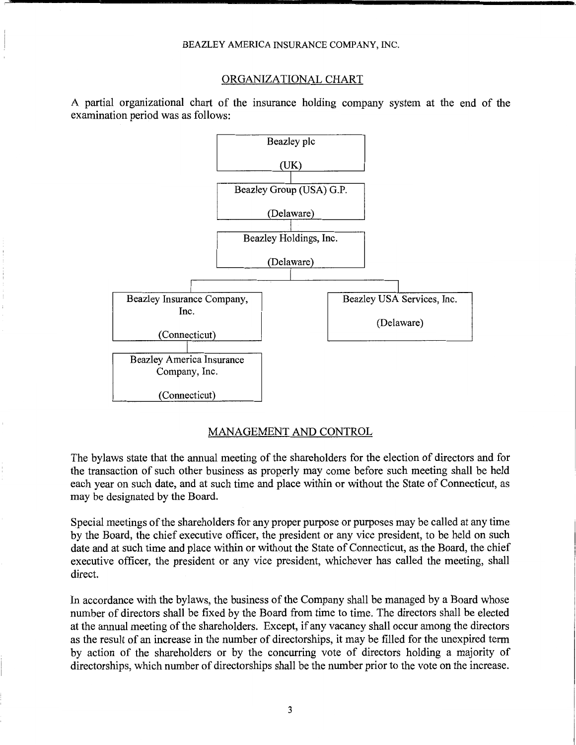## ORGANIZATIONAL CHART

A partial organizational chart of the insurance holding company system at the end of the examination period was as follows:

- Beazley plc (UK)
  - Beazley Group (USA) G.P. (Delaware)
    - Beazley Holdings, Inc. (Delaware)
      - Beazley Insurance Company, Inc. (Connecticut)
        - Beazley America Insurance Company, Inc. (Connecticut)
      - Beazley USA Services, Inc. (Delaware)

## MANAGEMENT AND CONTROL

The bylaws state that the annual meeting of the shareholders for the election of directors and for the transaction of such other business as properly may come before such meeting shall be held each year on such date, and at such time and place within or without the State of Connecticut, as may be designated by the Board.

Special meetings of the shareholders for any proper purpose or purposes may be called at any time by the Board, the chief executive officer, the president or any vice president, to be held on such date and at such time and place within or without the State of Connecticut, as the Board, the chief executive officer, the president or any vice president, whichever has called the meeting, shall direct.

In accordance with the bylaws, the business of the Company shall be managed by a Board whose number of directors shall be fixed by the Board from time to time. The directors shall be elected at the annual meeting of the shareholders. Except, if any vacancy shall occur among the directors as the result of an increase in the number of directorships, it may be filled for the unexpired term by action of the shareholders or by the concurring vote of directors holding a majority of directorships, which number of directorships shall be the number prior to the vote on the increase.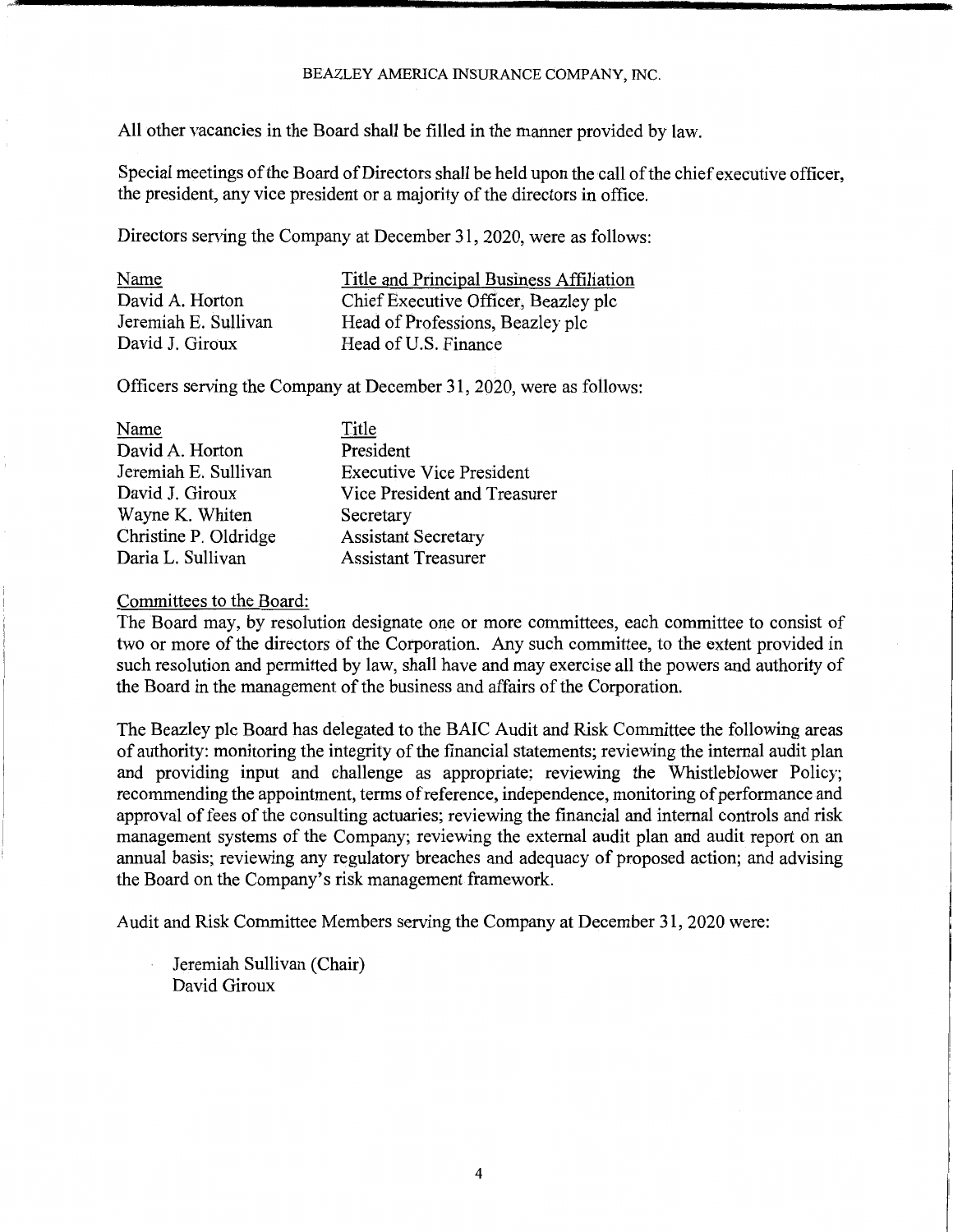All other vacancies in the Board shall be filled in the manner provided by law.

Special meetings of the Board of Directors shall be held upon the call of the chief executive officer, the president, any vice president or a majority of the directors in office.

Directors serving the Company at December 31, 2020, were as follows:

| Name | Title and Principal Business Affiliation |
|---|---|
| David A. Horton | Chief Executive Officer, Beazley plc |
| Jeremiah E. Sullivan | Head of Professions, Beazley plc |
| David J. Giroux | Head of U.S. Finance |

Officers serving the Company at December 31, 2020, were as follows:

| Name | Title |
|---|---|
| David A. Horton | President |
| Jeremiah E. Sullivan | Executive Vice President |
| David J. Giroux | Vice President and Treasurer |
| Wayne K. Whiten | Secretary |
| Christine P. Oldridge | Assistant Secretary |
| Daria L. Sullivan | Assistant Treasurer |

Committees to the Board:

The Board may, by resolution designate one or more committees, each committee to consist of two or more of the directors of the Corporation. Any such committee, to the extent provided in such resolution and permitted by law, shall have and may exercise all the powers and authority of the Board in the management of the business and affairs of the Corporation.

The Beazley plc Board has delegated to the BAIC Audit and Risk Committee the following areas of authority: monitoring the integrity of the financial statements; reviewing the internal audit plan and providing input and challenge as appropriate; reviewing the Whistleblower Policy; recommending the appointment, terms of reference, independence, monitoring of performance and approval of fees of the consulting actuaries; reviewing the financial and internal controls and risk management systems of the Company; reviewing the external audit plan and audit report on an annual basis; reviewing any regulatory breaches and adequacy of proposed action; and advising the Board on the Company's risk management framework.

Audit and Risk Committee Members serving the Company at December 31, 2020 were:

Jeremiah Sullivan (Chair)
David Giroux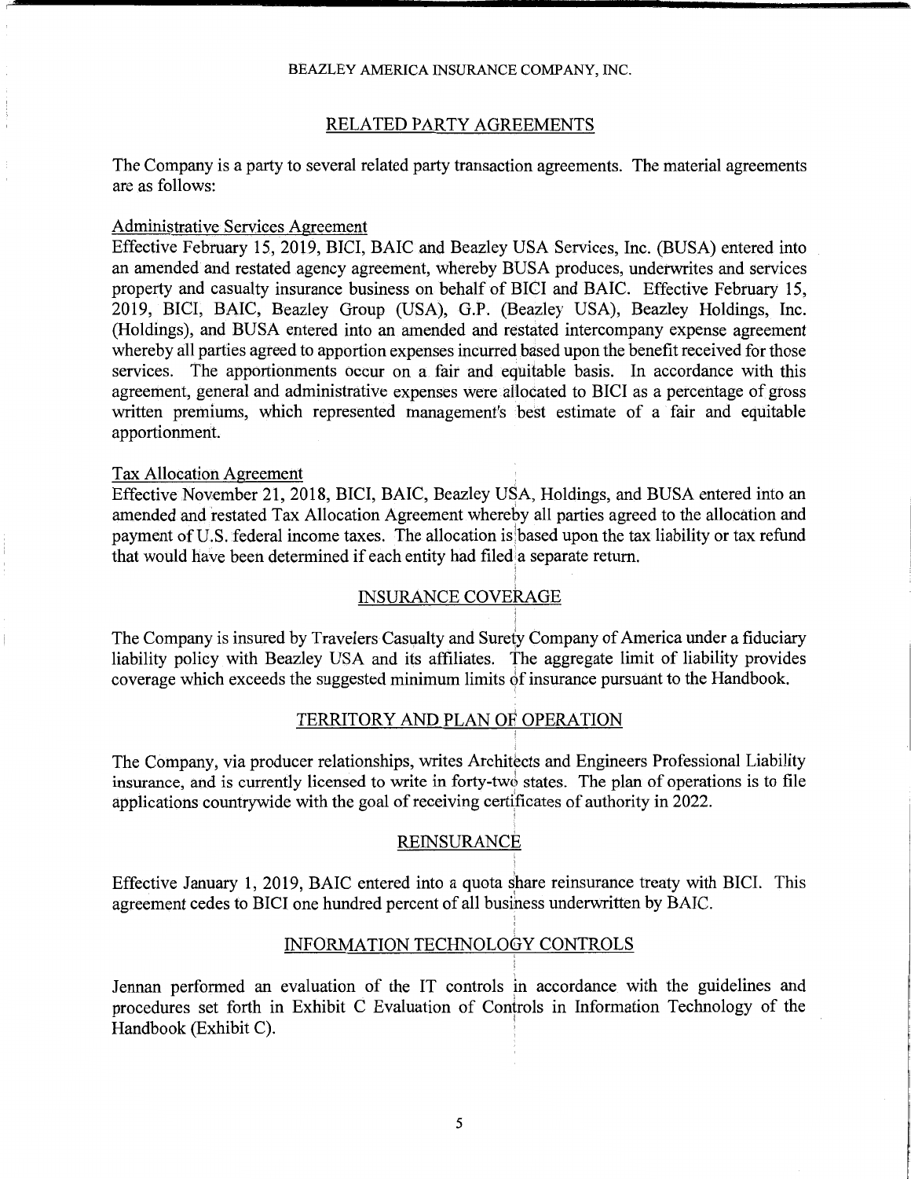## RELATED PARTY AGREEMENTS

The Company is a party to several related party transaction agreements. The material agreements are as follows:

### Administrative Services Agreement

Effective February 15, 2019, BICI, BAIC and Beazley USA Services, Inc. (BUSA) entered into an amended and restated agency agreement, whereby BUSA produces, underwrites and services property and casualty insurance business on behalf of BICI and BAIC. Effective February 15, 2019, BICI, BAIC, Beazley Group (USA), G.P. (Beazley USA), Beazley Holdings, Inc. (Holdings), and BUSA entered into an amended and restated intercompany expense agreement whereby all parties agreed to apportion expenses incurred based upon the benefit received for those services. The apportionments occur on a fair and equitable basis. In accordance with this agreement, general and administrative expenses were allocated to BICI as a percentage of gross written premiums, which represented management's best estimate of a fair and equitable apportionment.

### Tax Allocation Agreement

Effective November 21, 2018, BICI, BAIC, Beazley USA, Holdings, and BUSA entered into an amended and restated Tax Allocation Agreement whereby all parties agreed to the allocation and payment of U.S. federal income taxes. The allocation is based upon the tax liability or tax refund that would have been determined if each entity had filed a separate return.

## INSURANCE COVERAGE

The Company is insured by Travelers Casualty and Surety Company of America under a fiduciary liability policy with Beazley USA and its affiliates. The aggregate limit of liability provides coverage which exceeds the suggested minimum limits of insurance pursuant to the Handbook.

## TERRITORY AND PLAN OF OPERATION

The Company, via producer relationships, writes Architects and Engineers Professional Liability insurance, and is currently licensed to write in forty-two states. The plan of operations is to file applications countrywide with the goal of receiving certificates of authority in 2022.

## REINSURANCE

Effective January 1, 2019, BAIC entered into a quota share reinsurance treaty with BICI. This agreement cedes to BICI one hundred percent of all business underwritten by BAIC.

## INFORMATION TECHNOLOGY CONTROLS

Jennan performed an evaluation of the IT controls in accordance with the guidelines and procedures set forth in Exhibit C Evaluation of Controls in Information Technology of the Handbook (Exhibit C).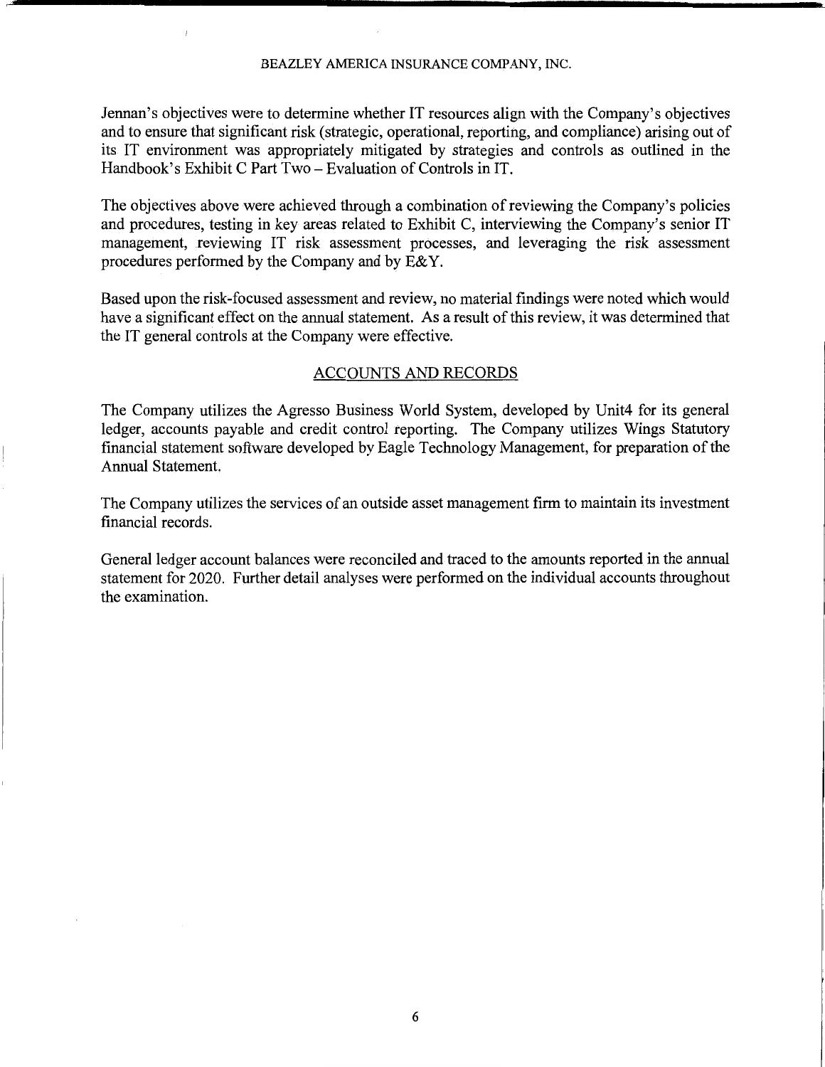Jennan's objectives were to determine whether IT resources align with the Company's objectives and to ensure that significant risk (strategic, operational, reporting, and compliance) arising out of its IT environment was appropriately mitigated by strategies and controls as outlined in the Handbook's Exhibit C Part Two – Evaluation of Controls in IT.

The objectives above were achieved through a combination of reviewing the Company's policies and procedures, testing in key areas related to Exhibit C, interviewing the Company's senior IT management, reviewing IT risk assessment processes, and leveraging the risk assessment procedures performed by the Company and by E&Y.

Based upon the risk-focused assessment and review, no material findings were noted which would have a significant effect on the annual statement. As a result of this review, it was determined that the IT general controls at the Company were effective.

## ACCOUNTS AND RECORDS

The Company utilizes the Agresso Business World System, developed by Unit4 for its general ledger, accounts payable and credit control reporting. The Company utilizes Wings Statutory financial statement software developed by Eagle Technology Management, for preparation of the Annual Statement.

The Company utilizes the services of an outside asset management firm to maintain its investment financial records.

General ledger account balances were reconciled and traced to the amounts reported in the annual statement for 2020. Further detail analyses were performed on the individual accounts throughout the examination.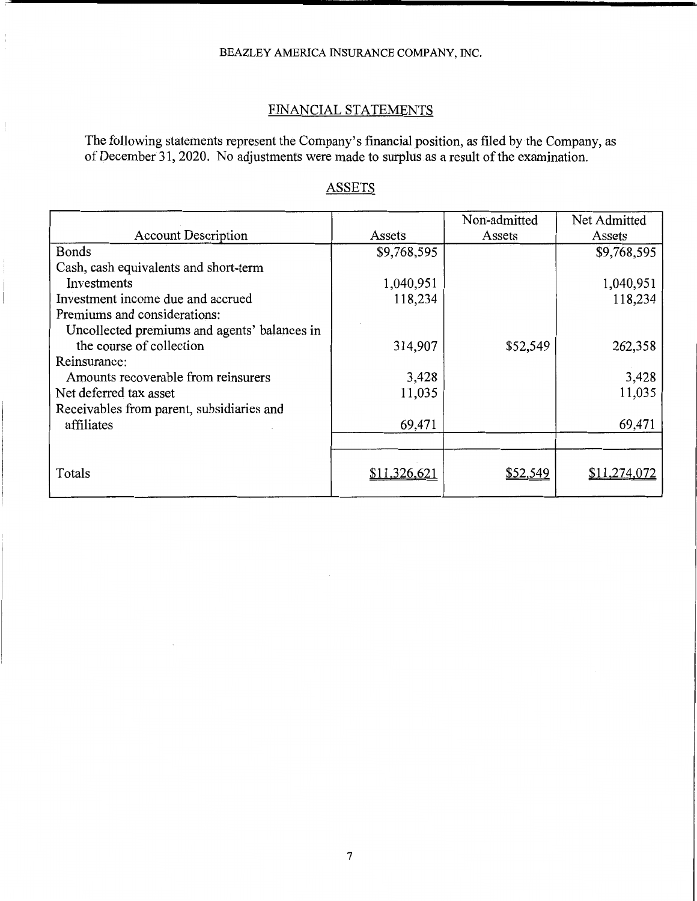BEAZLEY AMERICA INSURANCE COMPANY, INC.

## FINANCIAL STATEMENTS

The following statements represent the Company's financial position, as filed by the Company, as of December 31, 2020. No adjustments were made to surplus as a result of the examination.

### ASSETS

| Account Description | Assets | Non-admitted Assets | Net Admitted Assets |
|---|---|---|---|
| Bonds | $9,768,595 | | $9,768,595 |
| Cash, cash equivalents and short-term Investments | 1,040,951 | | 1,040,951 |
| Investment income due and accrued | 118,234 | | 118,234 |
| Premiums and considerations: | | | |
| Uncollected premiums and agents' balances in the course of collection | 314,907 | $52,549 | 262,358 |
| Reinsurance: | | | |
| Amounts recoverable from reinsurers | 3,428 | | 3,428 |
| Net deferred tax asset | 11,035 | | 11,035 |
| Receivables from parent, subsidiaries and affiliates | 69,471 | | 69,471 |
| Totals | $11,326,621 | $52,549 | $11,274,072 |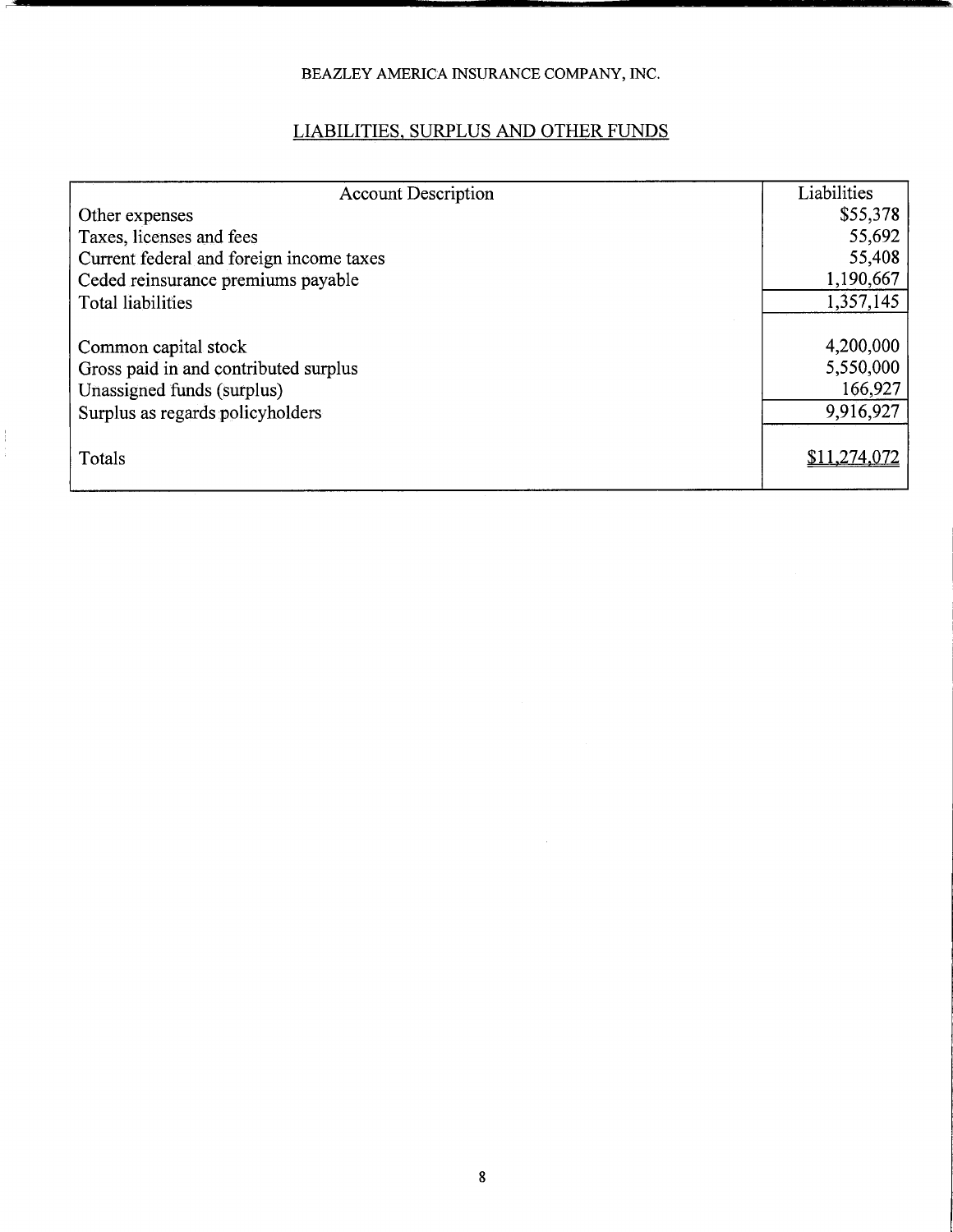BEAZLEY AMERICA INSURANCE COMPANY, INC.

## LIABILITIES, SURPLUS AND OTHER FUNDS

| Account Description | Liabilities |
|---|---|
| Other expenses | $55,378 |
| Taxes, licenses and fees | 55,692 |
| Current federal and foreign income taxes | 55,408 |
| Ceded reinsurance premiums payable | 1,190,667 |
| Total liabilities | 1,357,145 |
| | |
| Common capital stock | 4,200,000 |
| Gross paid in and contributed surplus | 5,550,000 |
| Unassigned funds (surplus) | 166,927 |
| Surplus as regards policyholders | 9,916,927 |
| | |
| Totals | $11,274,072 |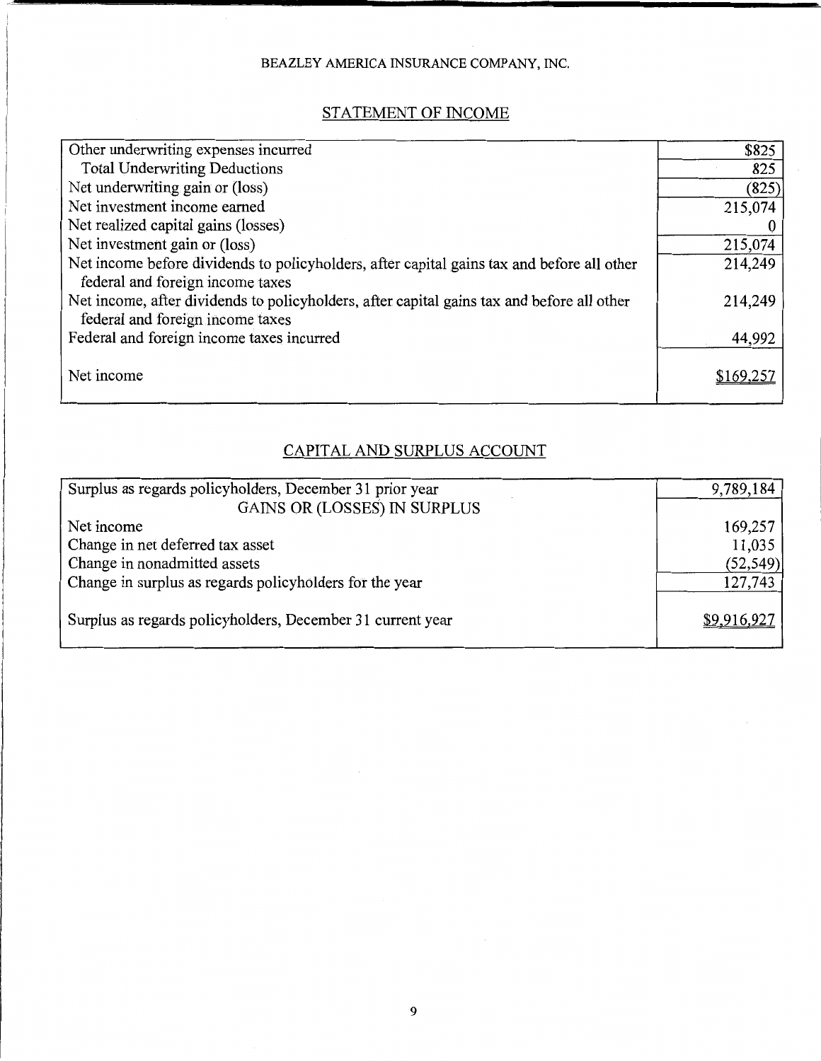BEAZLEY AMERICA INSURANCE COMPANY, INC.

## STATEMENT OF INCOME

| | |
|---|---|
| Other underwriting expenses incurred | $825 |
| Total Underwriting Deductions | 825 |
| Net underwriting gain or (loss) | (825) |
| Net investment income earned | 215,074 |
| Net realized capital gains (losses) | 0 |
| Net investment gain or (loss) | 215,074 |
| Net income before dividends to policyholders, after capital gains tax and before all other federal and foreign income taxes | 214,249 |
| Net income, after dividends to policyholders, after capital gains tax and before all other federal and foreign income taxes | 214,249 |
| Federal and foreign income taxes incurred | 44,992 |
| Net income | $169,257 |

## CAPITAL AND SURPLUS ACCOUNT

| | |
|---|---|
| Surplus as regards policyholders, December 31 prior year | 9,789,184 |
| GAINS OR (LOSSES) IN SURPLUS | |
| Net income | 169,257 |
| Change in net deferred tax asset | 11,035 |
| Change in nonadmitted assets | (52,549) |
| Change in surplus as regards policyholders for the year | 127,743 |
| Surplus as regards policyholders, December 31 current year | $9,916,927 |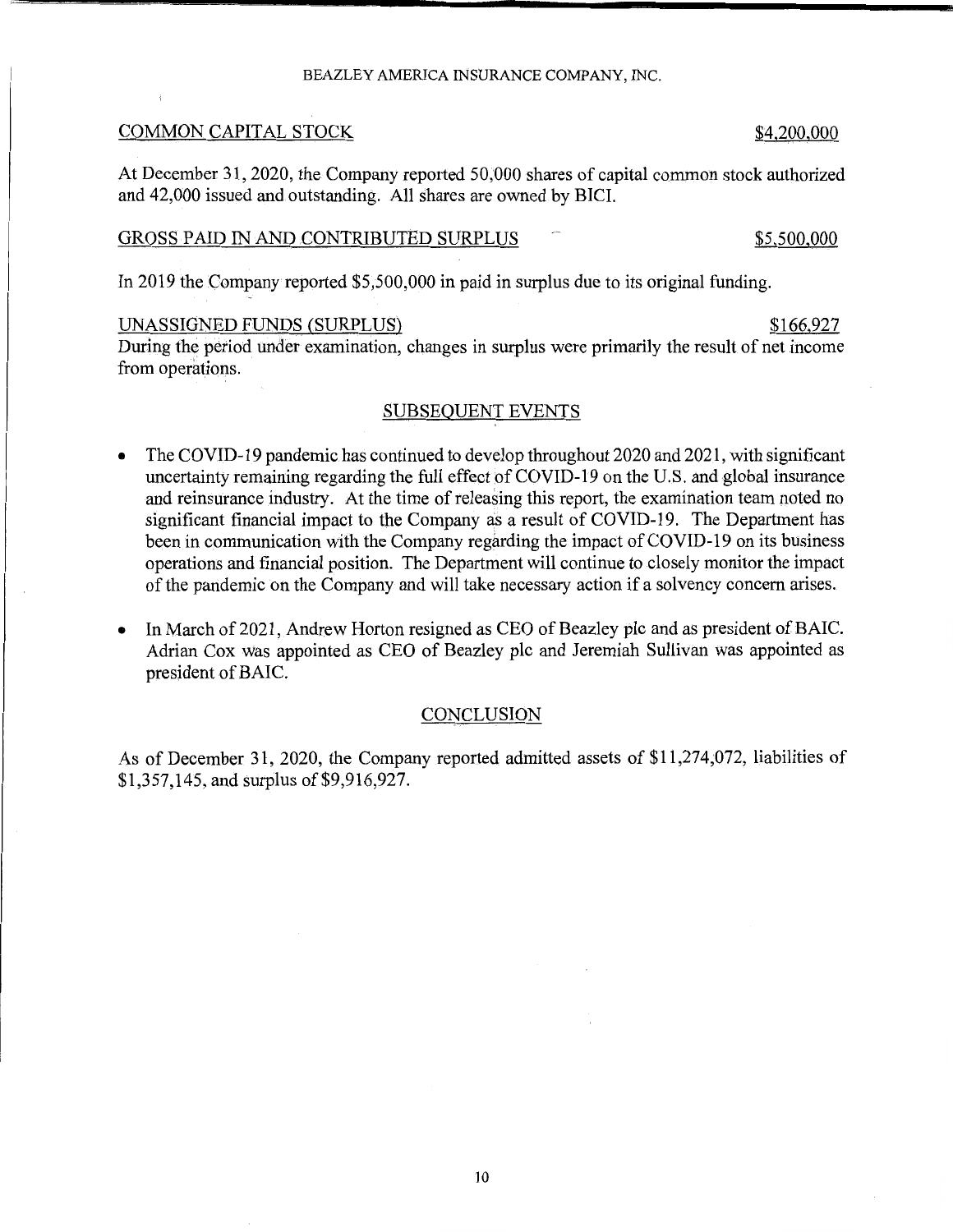COMMON CAPITAL STOCK $4,200,000

At December 31, 2020, the Company reported 50,000 shares of capital common stock authorized and 42,000 issued and outstanding. All shares are owned by BICI.

GROSS PAID IN AND CONTRIBUTED SURPLUS $5,500,000

In 2019 the Company reported $5,500,000 in paid in surplus due to its original funding.

UNASSIGNED FUNDS (SURPLUS) $166,927

During the period under examination, changes in surplus were primarily the result of net income from operations.

## SUBSEQUENT EVENTS

- The COVID-19 pandemic has continued to develop throughout 2020 and 2021, with significant uncertainty remaining regarding the full effect of COVID-19 on the U.S. and global insurance and reinsurance industry. At the time of releasing this report, the examination team noted no significant financial impact to the Company as a result of COVID-19. The Department has been in communication with the Company regarding the impact of COVID-19 on its business operations and financial position. The Department will continue to closely monitor the impact of the pandemic on the Company and will take necessary action if a solvency concern arises.
- In March of 2021, Andrew Horton resigned as CEO of Beazley plc and as president of BAIC. Adrian Cox was appointed as CEO of Beazley plc and Jeremiah Sullivan was appointed as president of BAIC.

## CONCLUSION

As of December 31, 2020, the Company reported admitted assets of $11,274,072, liabilities of $1,357,145, and surplus of $9,916,927.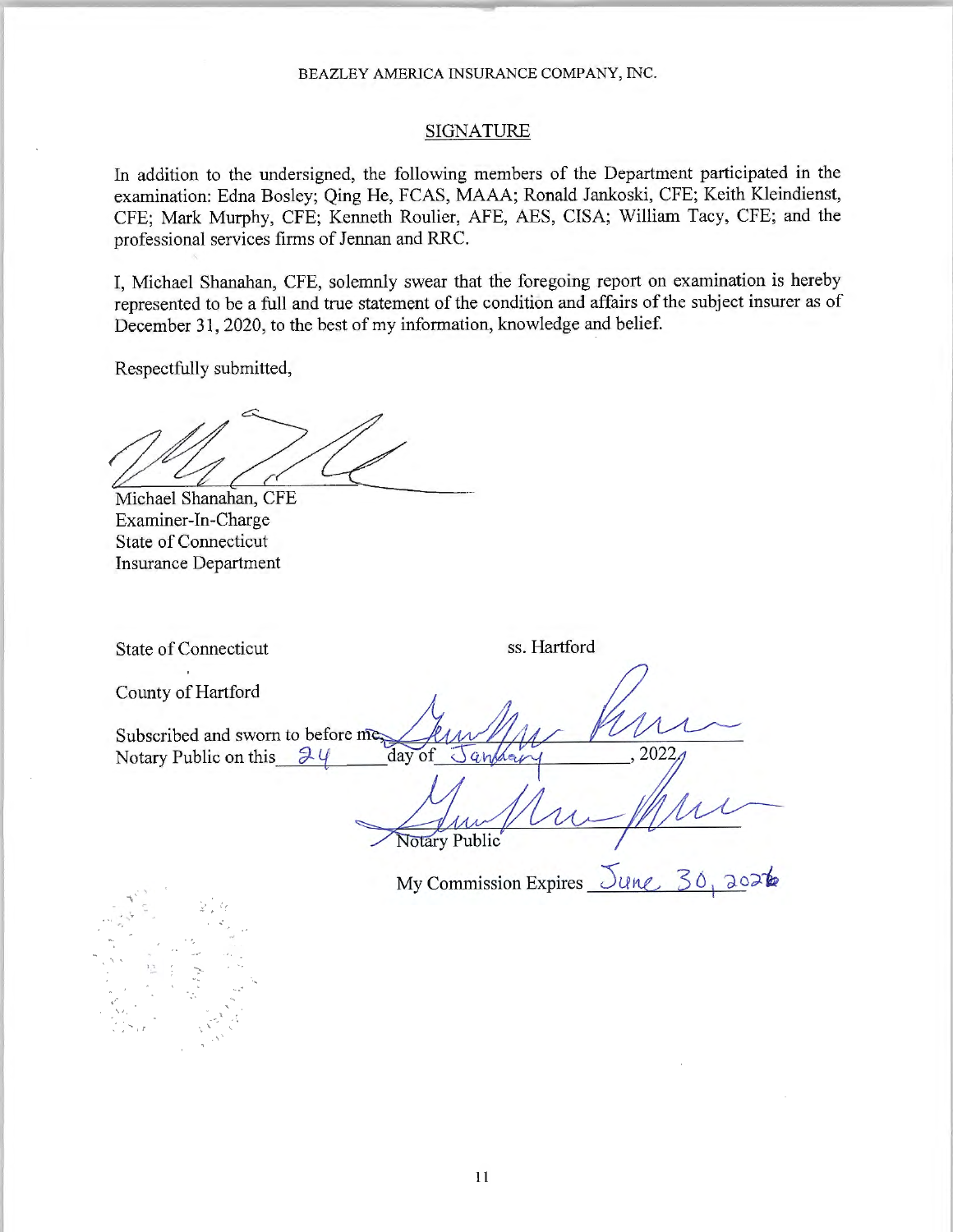BEAZLEY AMERICA INSURANCE COMPANY, INC.

## SIGNATURE

In addition to the undersigned, the following members of the Department participated in the examination: Edna Bosley; Qing He, FCAS, MAAA; Ronald Jankoski, CFE; Keith Kleindienst, CFE; Mark Murphy, CFE; Kenneth Roulier, AFE, AES, CISA; William Tacy, CFE; and the professional services firms of Jennan and RRC.

I, Michael Shanahan, CFE, solemnly swear that the foregoing report on examination is hereby represented to be a full and true statement of the condition and affairs of the subject insurer as of December 31, 2020, to the best of my information, knowledge and belief.

Respectfully submitted,

Michael Shanahan, CFE
Examiner-In-Charge
State of Connecticut
Insurance Department

State of Connecticut ss. Hartford

County of Hartford

Subscribed and sworn to before me,
Notary Public on this 24 day of January, 2022.

Notary Public

My Commission Expires June 30, 2026